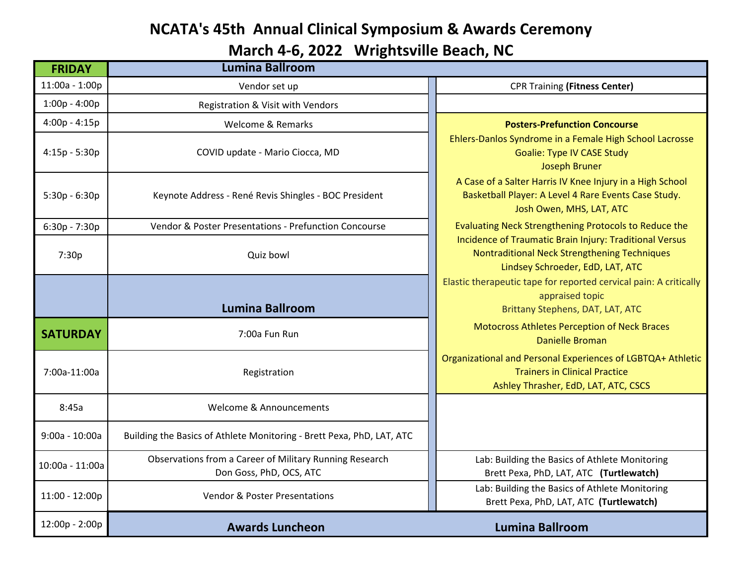# NCATA's 45th Annual Clinical Symposium & Awards Ceremony

## March 4-6, 2022 Wrightsville Beach, NC

| **FRIDAY** | **Lumina Ballroom** | |
|---|---|---|
| 11:00a - 1:00p | Vendor set up | CPR Training **(Fitness Center)** |
| 1:00p - 4:00p | Registration & Visit with Vendors | |
| 4:00p - 4:15p | Welcome & Remarks | **Posters-Prefunction Concourse** |
| 4:15p - 5:30p | COVID update - Mario Ciocca, MD | Ehlers-Danlos Syndrome in a Female High School Lacrosse Goalie: Type IV CASE Study<br>Joseph Bruner |
| 5:30p - 6:30p | Keynote Address - René Revis Shingles - BOC President | A Case of a Salter Harris IV Knee Injury in a High School Basketball Player: A Level 4 Rare Events Case Study.<br>Josh Owen, MHS, LAT, ATC |
| 6:30p - 7:30p | Vendor & Poster Presentations - Prefunction Concourse | Evaluating Neck Strengthening Protocols to Reduce the Incidence of Traumatic Brain Injury: Traditional Versus Nontraditional Neck Strengthening Techniques<br>Lindsey Schroeder, EdD, LAT, ATC |
| 7:30p | Quiz bowl | |
| | **Lumina Ballroom** | Elastic therapeutic tape for reported cervical pain: A critically appraised topic<br>Brittany Stephens, DAT, LAT, ATC |
| **SATURDAY** | 7:00a Fun Run | Motocross Athletes Perception of Neck Braces<br>Danielle Broman |
| 7:00a-11:00a | Registration | Organizational and Personal Experiences of LGBTQA+ Athletic Trainers in Clinical Practice<br>Ashley Thrasher, EdD, LAT, ATC, CSCS |
| 8:45a | Welcome & Announcements | |
| 9:00a - 10:00a | Building the Basics of Athlete Monitoring - Brett Pexa, PhD, LAT, ATC | |
| 10:00a - 11:00a | Observations from a Career of Military Running Research<br>Don Goss, PhD, OCS, ATC | Lab: Building the Basics of Athlete Monitoring<br>Brett Pexa, PhD, LAT, ATC **(Turtlewatch)** |
| 11:00 - 12:00p | Vendor & Poster Presentations | Lab: Building the Basics of Athlete Monitoring<br>Brett Pexa, PhD, LAT, ATC **(Turtlewatch)** |
| 12:00p - 2:00p | **Awards Luncheon** | **Lumina Ballroom** |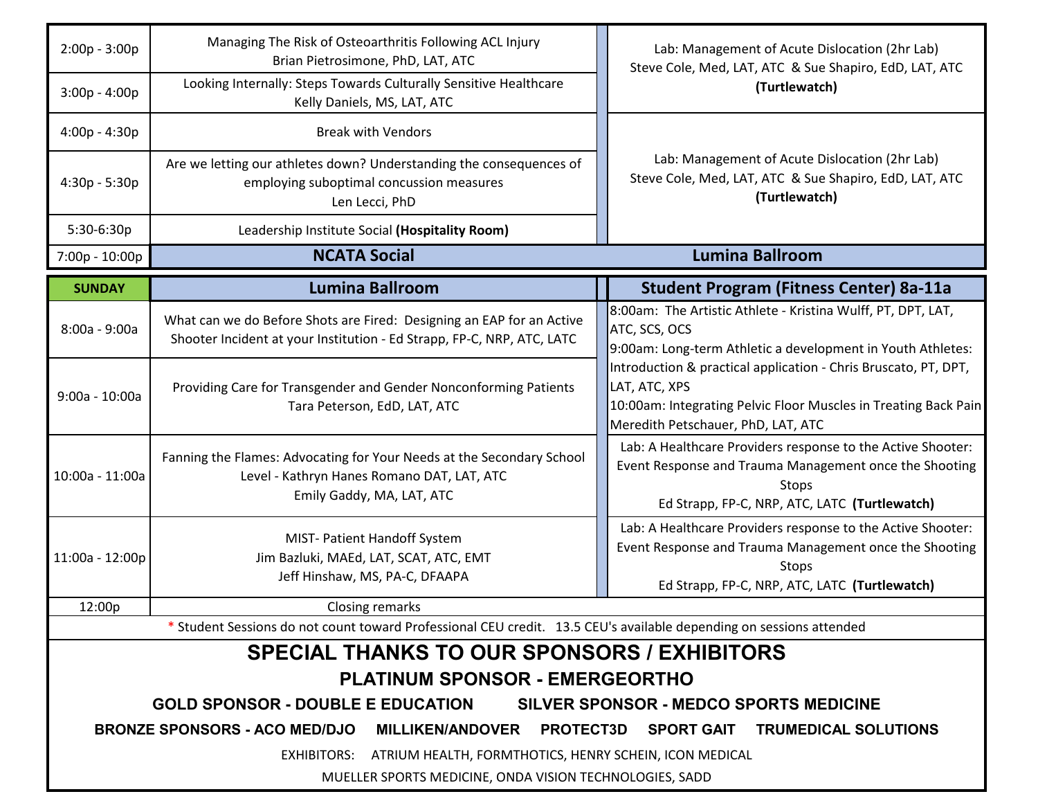| | | |
|---|---|---|
| 2:00p - 3:00p | Managing The Risk of Osteoarthritis Following ACL Injury<br>Brian Pietrosimone, PhD, LAT, ATC | Lab: Management of Acute Dislocation (2hr Lab)<br>Steve Cole, Med, LAT, ATC & Sue Shapiro, EdD, LAT, ATC<br>**(Turtlewatch)** |
| 3:00p - 4:00p | Looking Internally: Steps Towards Culturally Sensitive Healthcare<br>Kelly Daniels, MS, LAT, ATC | |
| 4:00p - 4:30p | Break with Vendors | Lab: Management of Acute Dislocation (2hr Lab)<br>Steve Cole, Med, LAT, ATC & Sue Shapiro, EdD, LAT, ATC<br>**(Turtlewatch)** |
| 4:30p - 5:30p | Are we letting our athletes down? Understanding the consequences of employing suboptimal concussion measures<br>Len Lecci, PhD | |
| 5:30-6:30p | Leadership Institute Social **(Hospitality Room)** | |
| 7:00p - 10:00p | **NCATA Social** | **Lumina Ballroom** |

| **SUNDAY** | **Lumina Ballroom** | **Student Program (Fitness Center) 8a-11a** |
|---|---|---|
| 8:00a - 9:00a | What can we do Before Shots are Fired: Designing an EAP for an Active Shooter Incident at your Institution - Ed Strapp, FP-C, NRP, ATC, LATC | 8:00am: The Artistic Athlete - Kristina Wulff, PT, DPT, LAT, ATC, SCS, OCS<br>9:00am: Long-term Athletic a development in Youth Athletes: Introduction & practical application - Chris Bruscato, PT, DPT, LAT, ATC, XPS<br>10:00am: Integrating Pelvic Floor Muscles in Treating Back Pain Meredith Petschauer, PhD, LAT, ATC |
| 9:00a - 10:00a | Providing Care for Transgender and Gender Nonconforming Patients<br>Tara Peterson, EdD, LAT, ATC | |
| 10:00a - 11:00a | Fanning the Flames: Advocating for Your Needs at the Secondary School Level - Kathryn Hanes Romano DAT, LAT, ATC<br>Emily Gaddy, MA, LAT, ATC | Lab: A Healthcare Providers response to the Active Shooter: Event Response and Trauma Management once the Shooting Stops<br>Ed Strapp, FP-C, NRP, ATC, LATC **(Turtlewatch)** |
| 11:00a - 12:00p | MIST- Patient Handoff System<br>Jim Bazluki, MAEd, LAT, SCAT, ATC, EMT<br>Jeff Hinshaw, MS, PA-C, DFAAPA | Lab: A Healthcare Providers response to the Active Shooter: Event Response and Trauma Management once the Shooting Stops<br>Ed Strapp, FP-C, NRP, ATC, LATC **(Turtlewatch)** |
| 12:00p | Closing remarks | |

\* Student Sessions do not count toward Professional CEU credit. 13.5 CEU's available depending on sessions attended

## SPECIAL THANKS TO OUR SPONSORS / EXHIBITORS

### PLATINUM SPONSOR - EMERGEORTHO

**GOLD SPONSOR - DOUBLE E EDUCATION** **SILVER SPONSOR - MEDCO SPORTS MEDICINE**

**BRONZE SPONSORS - ACO MED/DJO MILLIKEN/ANDOVER PROTECT3D SPORT GAIT TRUMEDICAL SOLUTIONS**

EXHIBITORS: ATRIUM HEALTH, FORMTHOTICS, HENRY SCHEIN, ICON MEDICAL
MUELLER SPORTS MEDICINE, ONDA VISION TECHNOLOGIES, SADD